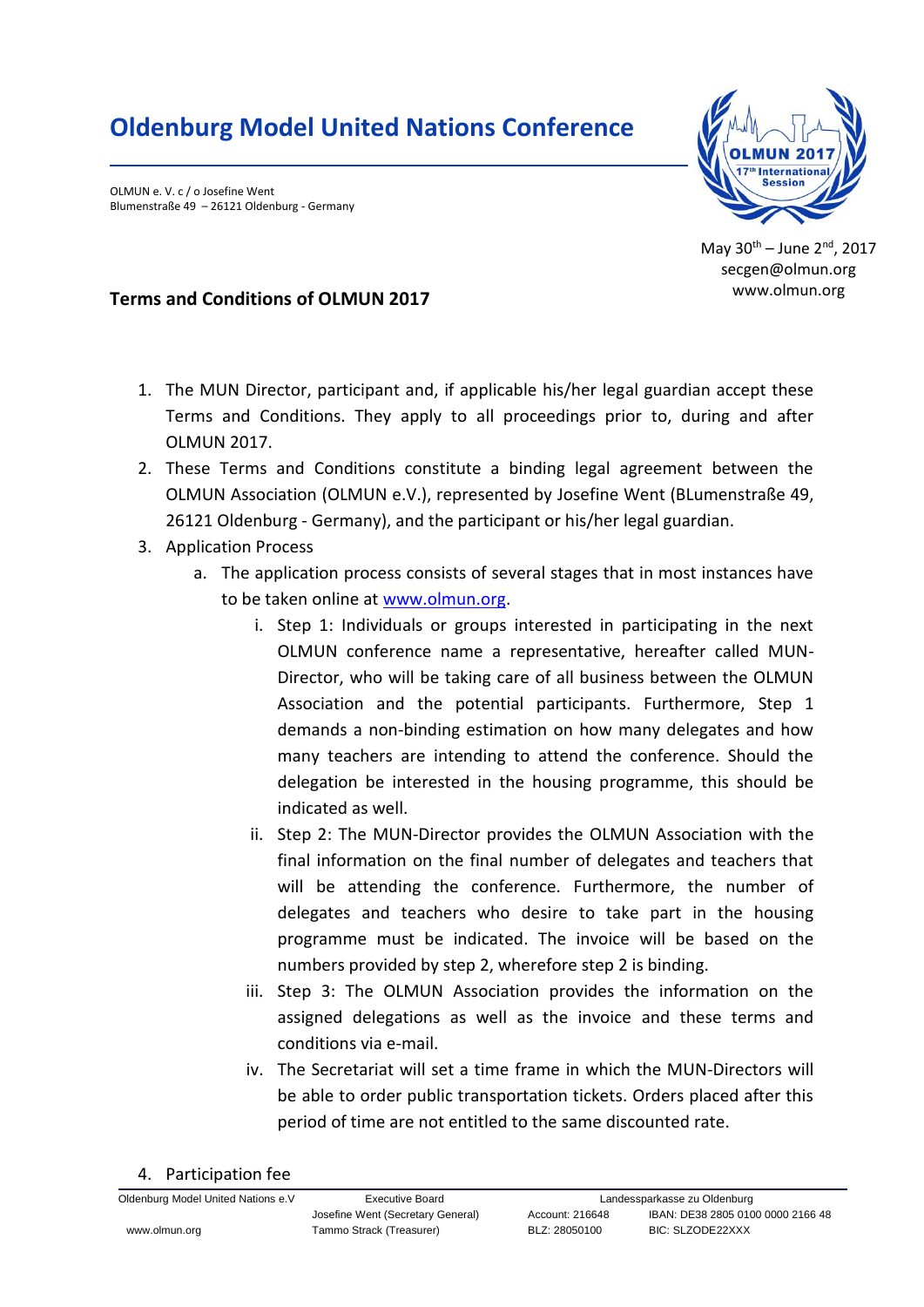# Oldenburg Model United Nations Conference

OLMUN e. V. c / o Josefine Went
Blumenstraße 49 – 26121 Oldenburg - Germany

May 30th – June 2nd, 2017
secgen@olmun.org
www.olmun.org

## Terms and Conditions of OLMUN 2017

1. The MUN Director, participant and, if applicable his/her legal guardian accept these Terms and Conditions. They apply to all proceedings prior to, during and after OLMUN 2017.
2. These Terms and Conditions constitute a binding legal agreement between the OLMUN Association (OLMUN e.V.), represented by Josefine Went (BLumenstraße 49, 26121 Oldenburg - Germany), and the participant or his/her legal guardian.
3. Application Process
   a. The application process consists of several stages that in most instances have to be taken online at [www.olmun.org](www.olmun.org).
      i. Step 1: Individuals or groups interested in participating in the next OLMUN conference name a representative, hereafter called MUN-Director, who will be taking care of all business between the OLMUN Association and the potential participants. Furthermore, Step 1 demands a non-binding estimation on how many delegates and how many teachers are intending to attend the conference. Should the delegation be interested in the housing programme, this should be indicated as well.
      ii. Step 2: The MUN-Director provides the OLMUN Association with the final information on the final number of delegates and teachers that will be attending the conference. Furthermore, the number of delegates and teachers who desire to take part in the housing programme must be indicated. The invoice will be based on the numbers provided by step 2, wherefore step 2 is binding.
      iii. Step 3: The OLMUN Association provides the information on the assigned delegations as well as the invoice and these terms and conditions via e-mail.
      iv. The Secretariat will set a time frame in which the MUN-Directors will be able to order public transportation tickets. Orders placed after this period of time are not entitled to the same discounted rate.
4. Participation fee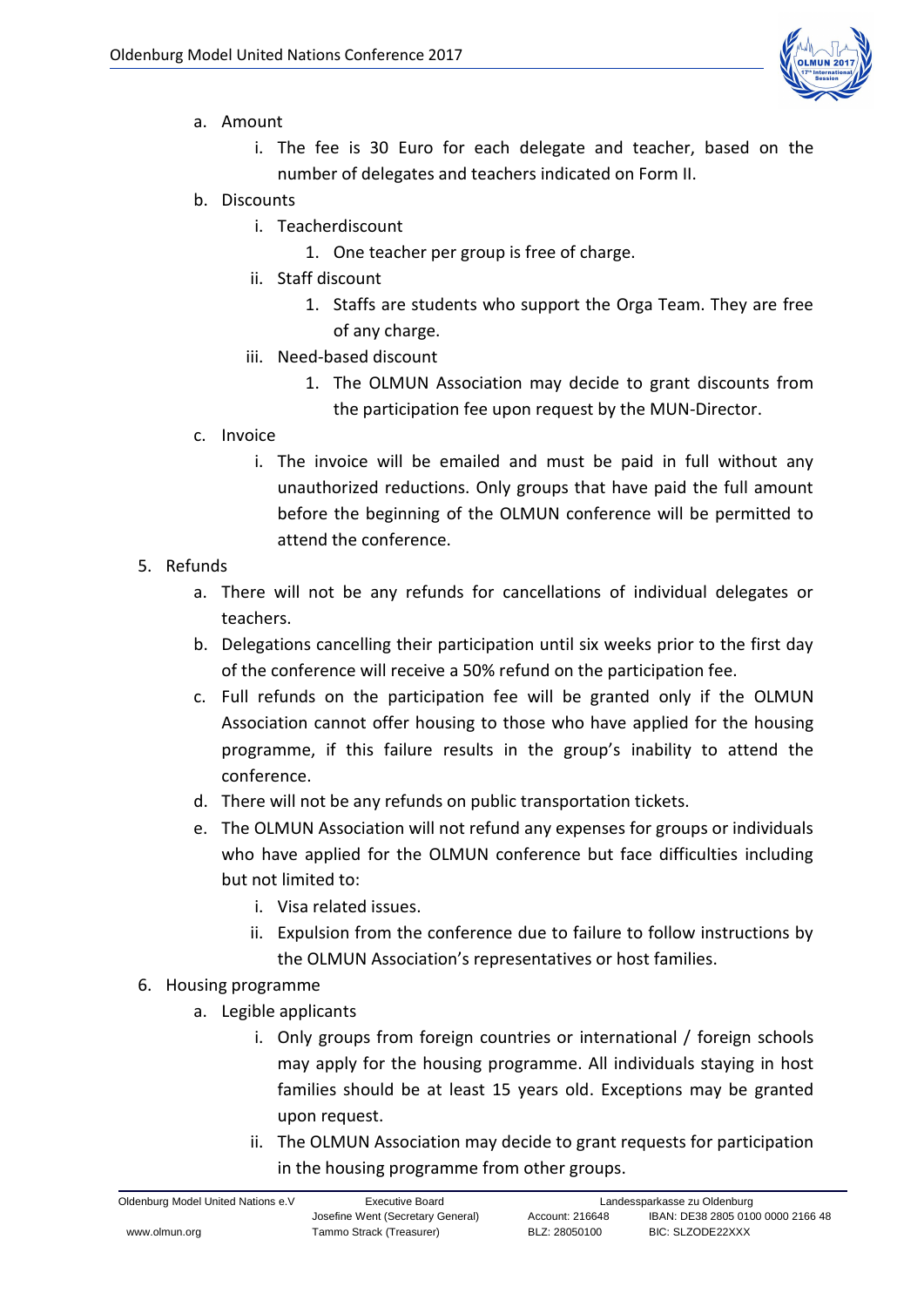a. Amount
      i. The fee is 30 Euro for each delegate and teacher, based on the number of delegates and teachers indicated on Form II.
   b. Discounts
      i. Teacherdiscount
         1. One teacher per group is free of charge.
      ii. Staff discount
         1. Staffs are students who support the Orga Team. They are free of any charge.
      iii. Need-based discount
         1. The OLMUN Association may decide to grant discounts from the participation fee upon request by the MUN-Director.
   c. Invoice
      i. The invoice will be emailed and must be paid in full without any unauthorized reductions. Only groups that have paid the full amount before the beginning of the OLMUN conference will be permitted to attend the conference.

5. Refunds
   a. There will not be any refunds for cancellations of individual delegates or teachers.
   b. Delegations cancelling their participation until six weeks prior to the first day of the conference will receive a 50% refund on the participation fee.
   c. Full refunds on the participation fee will be granted only if the OLMUN Association cannot offer housing to those who have applied for the housing programme, if this failure results in the group's inability to attend the conference.
   d. There will not be any refunds on public transportation tickets.
   e. The OLMUN Association will not refund any expenses for groups or individuals who have applied for the OLMUN conference but face difficulties including but not limited to:
      i. Visa related issues.
      ii. Expulsion from the conference due to failure to follow instructions by the OLMUN Association's representatives or host families.

6. Housing programme
   a. Legible applicants
      i. Only groups from foreign countries or international / foreign schools may apply for the housing programme. All individuals staying in host families should be at least 15 years old. Exceptions may be granted upon request.
      ii. The OLMUN Association may decide to grant requests for participation in the housing programme from other groups.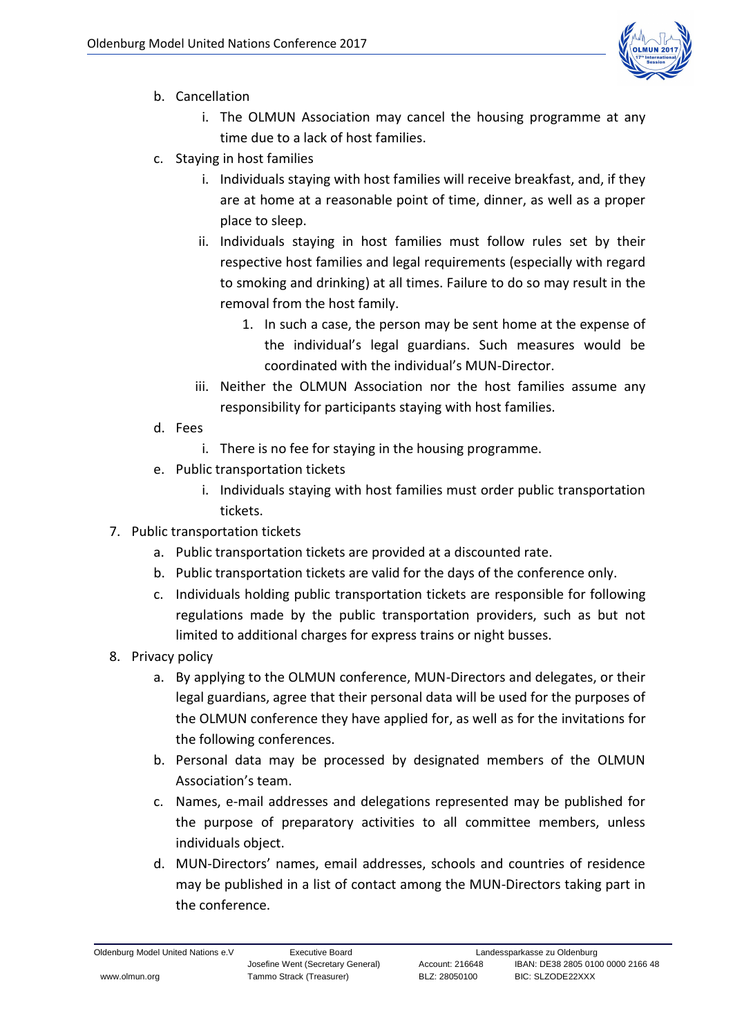b. Cancellation
      i. The OLMUN Association may cancel the housing programme at any time due to a lack of host families.
   c. Staying in host families
      i. Individuals staying with host families will receive breakfast, and, if they are at home at a reasonable point of time, dinner, as well as a proper place to sleep.
      ii. Individuals staying in host families must follow rules set by their respective host families and legal requirements (especially with regard to smoking and drinking) at all times. Failure to do so may result in the removal from the host family.
         1. In such a case, the person may be sent home at the expense of the individual's legal guardians. Such measures would be coordinated with the individual's MUN-Director.
      iii. Neither the OLMUN Association nor the host families assume any responsibility for participants staying with host families.
   d. Fees
      i. There is no fee for staying in the housing programme.
   e. Public transportation tickets
      i. Individuals staying with host families must order public transportation tickets.

7. Public transportation tickets
   a. Public transportation tickets are provided at a discounted rate.
   b. Public transportation tickets are valid for the days of the conference only.
   c. Individuals holding public transportation tickets are responsible for following regulations made by the public transportation providers, such as but not limited to additional charges for express trains or night busses.

8. Privacy policy
   a. By applying to the OLMUN conference, MUN-Directors and delegates, or their legal guardians, agree that their personal data will be used for the purposes of the OLMUN conference they have applied for, as well as for the invitations for the following conferences.
   b. Personal data may be processed by designated members of the OLMUN Association's team.
   c. Names, e-mail addresses and delegations represented may be published for the purpose of preparatory activities to all committee members, unless individuals object.
   d. MUN-Directors' names, email addresses, schools and countries of residence may be published in a list of contact among the MUN-Directors taking part in the conference.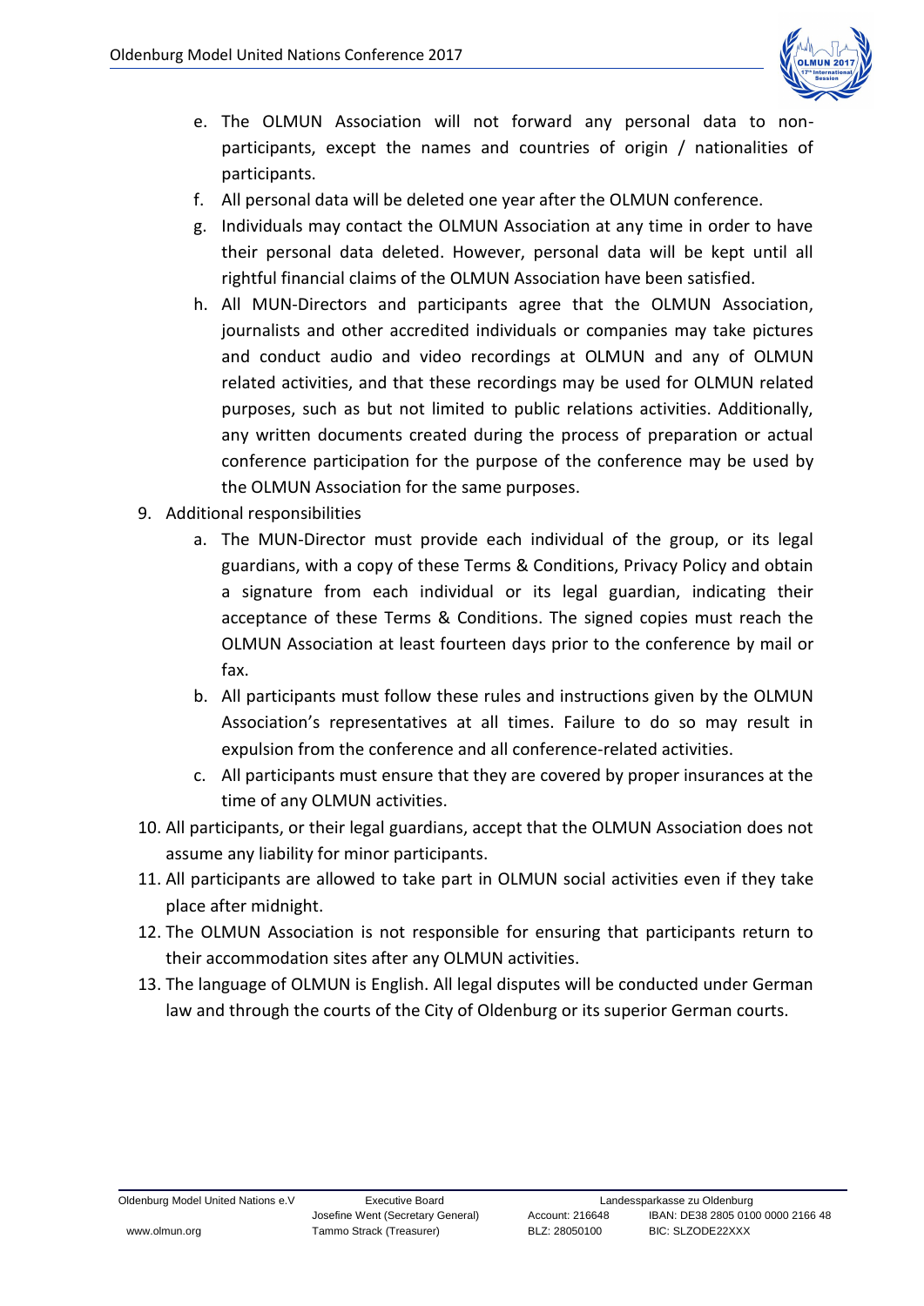e. The OLMUN Association will not forward any personal data to non-participants, except the names and countries of origin / nationalities of participants.
f. All personal data will be deleted one year after the OLMUN conference.
g. Individuals may contact the OLMUN Association at any time in order to have their personal data deleted. However, personal data will be kept until all rightful financial claims of the OLMUN Association have been satisfied.
h. All MUN-Directors and participants agree that the OLMUN Association, journalists and other accredited individuals or companies may take pictures and conduct audio and video recordings at OLMUN and any of OLMUN related activities, and that these recordings may be used for OLMUN related purposes, such as but not limited to public relations activities. Additionally, any written documents created during the process of preparation or actual conference participation for the purpose of the conference may be used by the OLMUN Association for the same purposes.

9. Additional responsibilities
   a. The MUN-Director must provide each individual of the group, or its legal guardians, with a copy of these Terms & Conditions, Privacy Policy and obtain a signature from each individual or its legal guardian, indicating their acceptance of these Terms & Conditions. The signed copies must reach the OLMUN Association at least fourteen days prior to the conference by mail or fax.
   b. All participants must follow these rules and instructions given by the OLMUN Association's representatives at all times. Failure to do so may result in expulsion from the conference and all conference-related activities.
   c. All participants must ensure that they are covered by proper insurances at the time of any OLMUN activities.
10. All participants, or their legal guardians, accept that the OLMUN Association does not assume any liability for minor participants.
11. All participants are allowed to take part in OLMUN social activities even if they take place after midnight.
12. The OLMUN Association is not responsible for ensuring that participants return to their accommodation sites after any OLMUN activities.
13. The language of OLMUN is English. All legal disputes will be conducted under German law and through the courts of the City of Oldenburg or its superior German courts.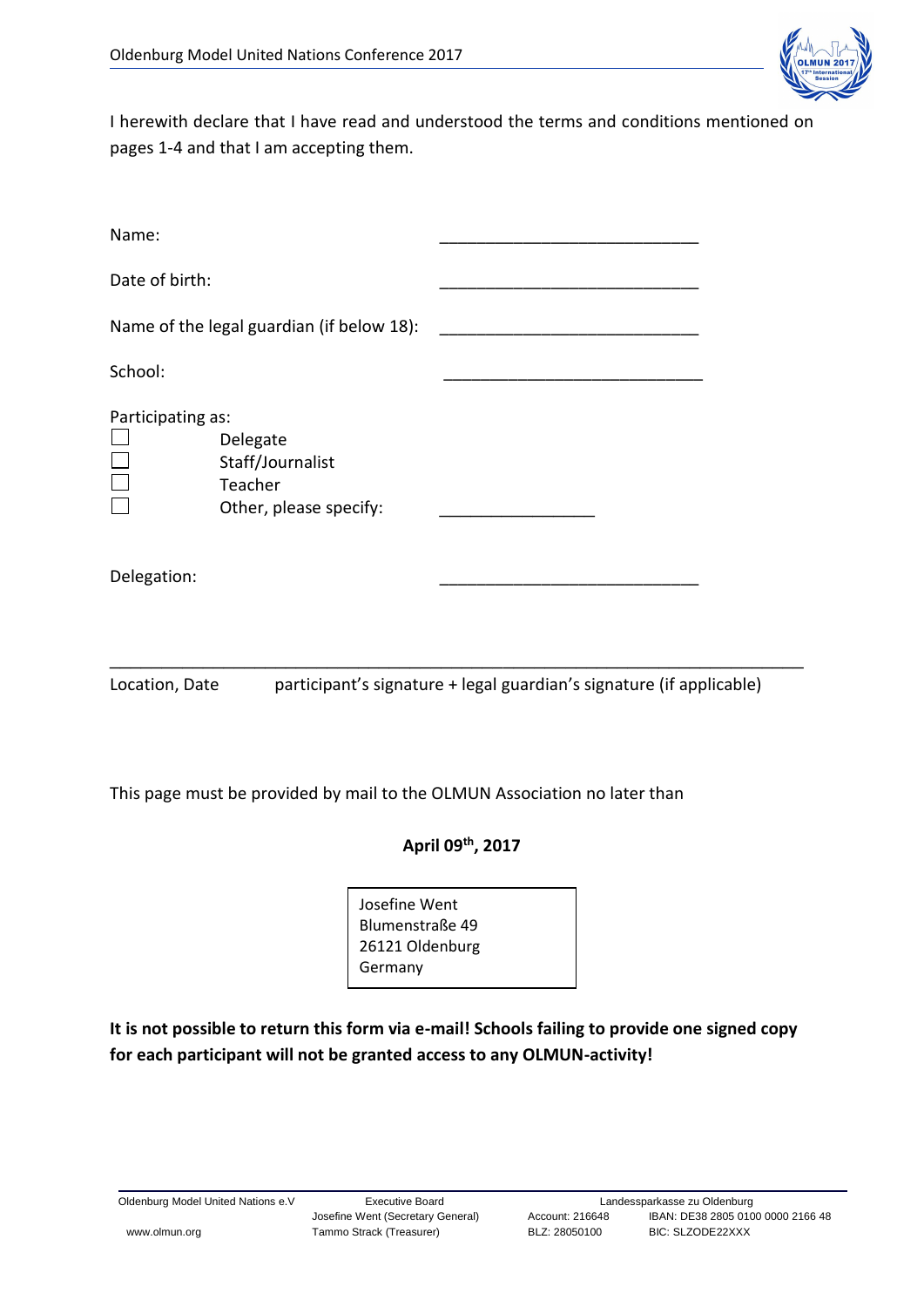I herewith declare that I have read and understood the terms and conditions mentioned on pages 1-4 and that I am accepting them.

Name: ____________________________

Date of birth: ____________________________

Name of the legal guardian (if below 18): ____________________________

School: ____________________________

Participating as:

- ☐ Delegate
- ☐ Staff/Journalist
- ☐ Teacher
- ☐ Other, please specify: _________________

Delegation: ____________________________

___________________________________________________________________________

Location, Date participant's signature + legal guardian's signature (if applicable)

This page must be provided by mail to the OLMUN Association no later than

**April 09th, 2017**

Josefine Went
Blumenstraße 49
26121 Oldenburg
Germany

**It is not possible to return this form via e-mail! Schools failing to provide one signed copy for each participant will not be granted access to any OLMUN-activity!**